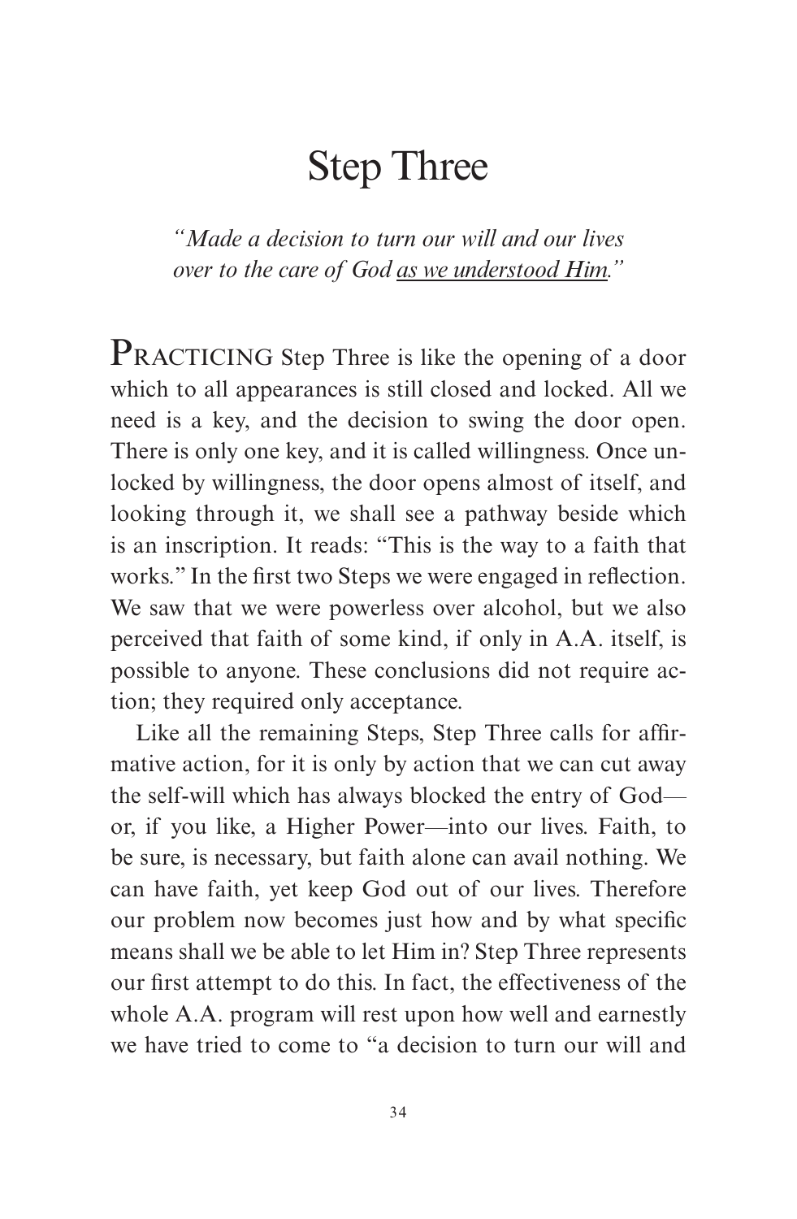# Step Three

*"Made a decision to turn our will and our lives over to the care of God as we understood Him."*

PRACTICING Step Three is like the opening of a door which to all appearances is still closed and locked. All we need is a key, and the decision to swing the door open. There is only one key, and it is called willingness. Once unlocked by willingness, the door opens almost of itself, and looking through it, we shall see a pathway beside which is an inscription. It reads: "This is the way to a faith that works." In the first two Steps we were engaged in reflection. We saw that we were powerless over alcohol, but we also perceived that faith of some kind, if only in A.A. itself, is possible to anyone. These conclusions did not require action; they required only acceptance.

Like all the remaining Steps, Step Three calls for affirmative action, for it is only by action that we can cut away the self-will which has always blocked the entry of God—or, if you like, a Higher Power—into our lives. Faith, to be sure, is necessary, but faith alone can avail nothing. We can have faith, yet keep God out of our lives. Therefore our problem now becomes just how and by what specific means shall we be able to let Him in? Step Three represents our first attempt to do this. In fact, the effectiveness of the whole A.A. program will rest upon how well and earnestly we have tried to come to "a decision to turn our will and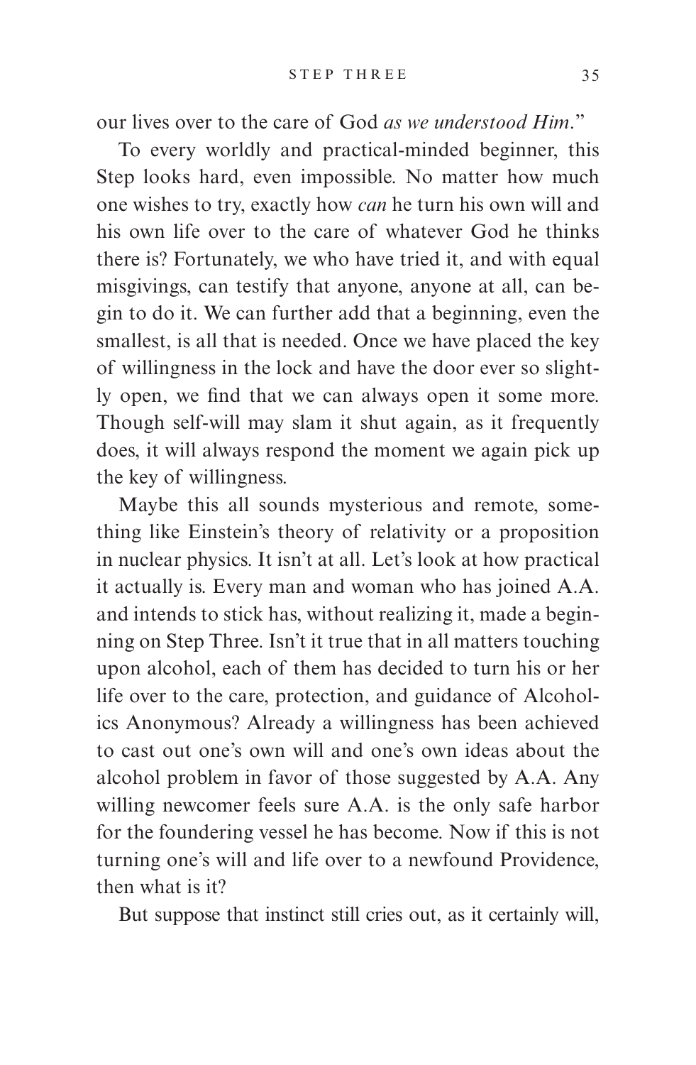our lives over to the care of God *as we understood Him*."

To every worldly and practical-minded beginner, this Step looks hard, even impossible. No matter how much one wishes to try, exactly how *can* he turn his own will and his own life over to the care of whatever God he thinks there is? Fortunately, we who have tried it, and with equal misgivings, can testify that anyone, anyone at all, can begin to do it. We can further add that a beginning, even the smallest, is all that is needed. Once we have placed the key of willingness in the lock and have the door ever so slightly open, we find that we can always open it some more. Though self-will may slam it shut again, as it frequently does, it will always respond the moment we again pick up the key of willingness.

Maybe this all sounds mysterious and remote, something like Einstein's theory of relativity or a proposition in nuclear physics. It isn't at all. Let's look at how practical it actually is. Every man and woman who has joined A.A. and intends to stick has, without realizing it, made a beginning on Step Three. Isn't it true that in all matters touching upon alcohol, each of them has decided to turn his or her life over to the care, protection, and guidance of Alcoholics Anonymous? Already a willingness has been achieved to cast out one's own will and one's own ideas about the alcohol problem in favor of those suggested by A.A. Any willing newcomer feels sure A.A. is the only safe harbor for the foundering vessel he has become. Now if this is not turning one's will and life over to a newfound Providence, then what is it?

But suppose that instinct still cries out, as it certainly will,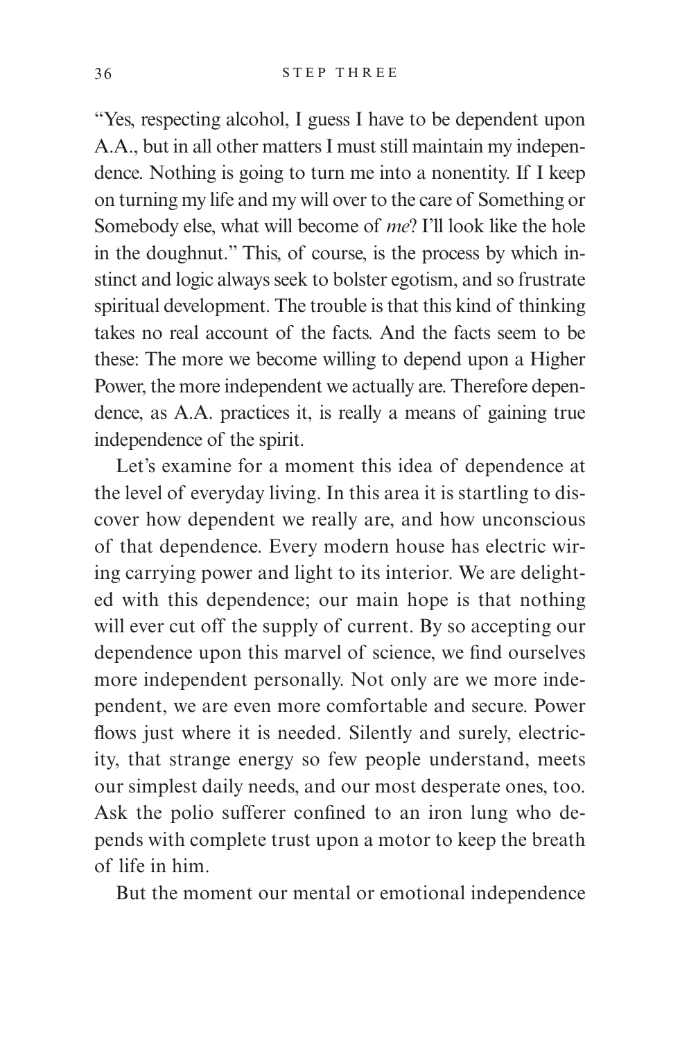"Yes, respecting alcohol, I guess I have to be dependent upon A.A., but in all other matters I must still maintain my independence. Nothing is going to turn me into a nonentity. If I keep on turning my life and my will over to the care of Something or Somebody else, what will become of *me*? I'll look like the hole in the doughnut." This, of course, is the process by which instinct and logic always seek to bolster egotism, and so frustrate spiritual development. The trouble is that this kind of thinking takes no real account of the facts. And the facts seem to be these: The more we become willing to depend upon a Higher Power, the more independent we actually are. Therefore dependence, as A.A. practices it, is really a means of gaining true independence of the spirit.

Let's examine for a moment this idea of dependence at the level of everyday living. In this area it is startling to discover how dependent we really are, and how unconscious of that dependence. Every modern house has electric wiring carrying power and light to its interior. We are delighted with this dependence; our main hope is that nothing will ever cut off the supply of current. By so accepting our dependence upon this marvel of science, we find ourselves more independent personally. Not only are we more independent, we are even more comfortable and secure. Power flows just where it is needed. Silently and surely, electricity, that strange energy so few people understand, meets our simplest daily needs, and our most desperate ones, too. Ask the polio sufferer confined to an iron lung who depends with complete trust upon a motor to keep the breath of life in him.

But the moment our mental or emotional independence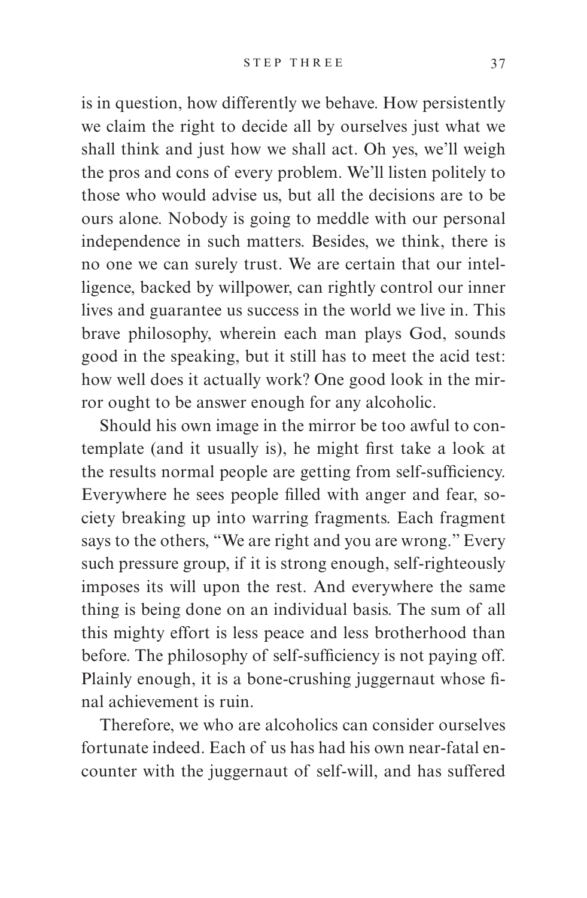is in question, how differently we behave. How persistently we claim the right to decide all by ourselves just what we shall think and just how we shall act. Oh yes, we'll weigh the pros and cons of every problem. We'll listen politely to those who would advise us, but all the decisions are to be ours alone. Nobody is going to meddle with our personal independence in such matters. Besides, we think, there is no one we can surely trust. We are certain that our intelligence, backed by willpower, can rightly control our inner lives and guarantee us success in the world we live in. This brave philosophy, wherein each man plays God, sounds good in the speaking, but it still has to meet the acid test: how well does it actually work? One good look in the mirror ought to be answer enough for any alcoholic.

Should his own image in the mirror be too awful to contemplate (and it usually is), he might first take a look at the results normal people are getting from self-sufficiency. Everywhere he sees people filled with anger and fear, society breaking up into warring fragments. Each fragment says to the others, "We are right and you are wrong." Every such pressure group, if it is strong enough, self-righteously imposes its will upon the rest. And everywhere the same thing is being done on an individual basis. The sum of all this mighty effort is less peace and less brotherhood than before. The philosophy of self-sufficiency is not paying off. Plainly enough, it is a bone-crushing juggernaut whose final achievement is ruin.

Therefore, we who are alcoholics can consider ourselves fortunate indeed. Each of us has had his own near-fatal encounter with the juggernaut of self-will, and has suffered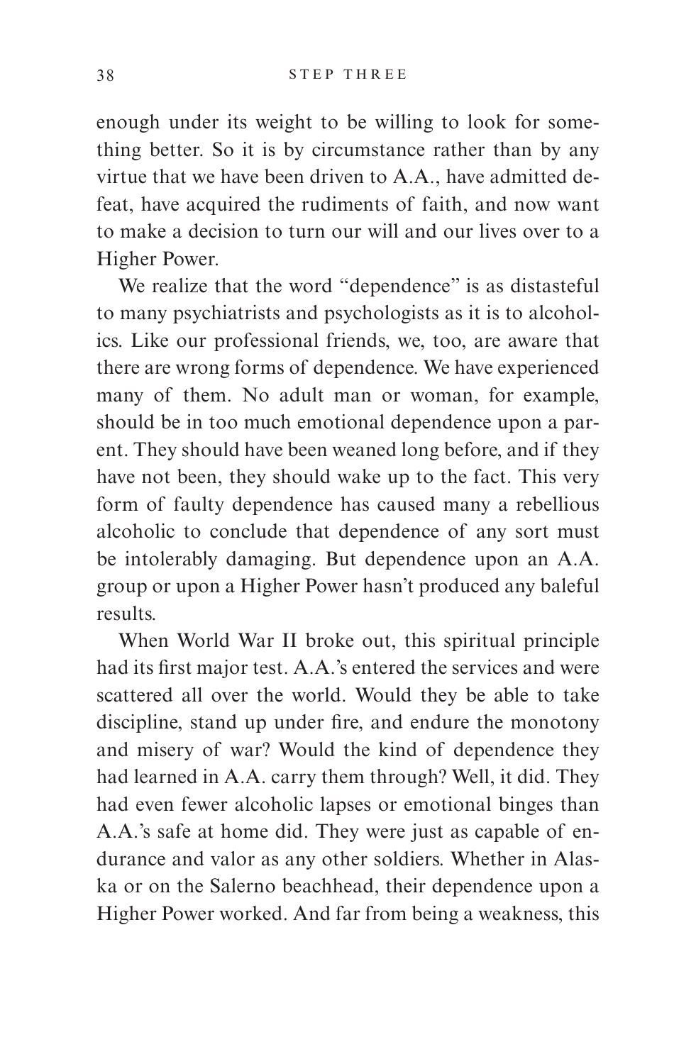enough under its weight to be willing to look for something better. So it is by circumstance rather than by any virtue that we have been driven to A.A., have admitted defeat, have acquired the rudiments of faith, and now want to make a decision to turn our will and our lives over to a Higher Power.

We realize that the word "dependence" is as distasteful to many psychiatrists and psychologists as it is to alcoholics. Like our professional friends, we, too, are aware that there are wrong forms of dependence. We have experienced many of them. No adult man or woman, for example, should be in too much emotional dependence upon a parent. They should have been weaned long before, and if they have not been, they should wake up to the fact. This very form of faulty dependence has caused many a rebellious alcoholic to conclude that dependence of any sort must be intolerably damaging. But dependence upon an A.A. group or upon a Higher Power hasn't produced any baleful results.

When World War II broke out, this spiritual principle had its first major test. A.A.'s entered the services and were scattered all over the world. Would they be able to take discipline, stand up under fire, and endure the monotony and misery of war? Would the kind of dependence they had learned in A.A. carry them through? Well, it did. They had even fewer alcoholic lapses or emotional binges than A.A.'s safe at home did. They were just as capable of endurance and valor as any other soldiers. Whether in Alaska or on the Salerno beachhead, their dependence upon a Higher Power worked. And far from being a weakness, this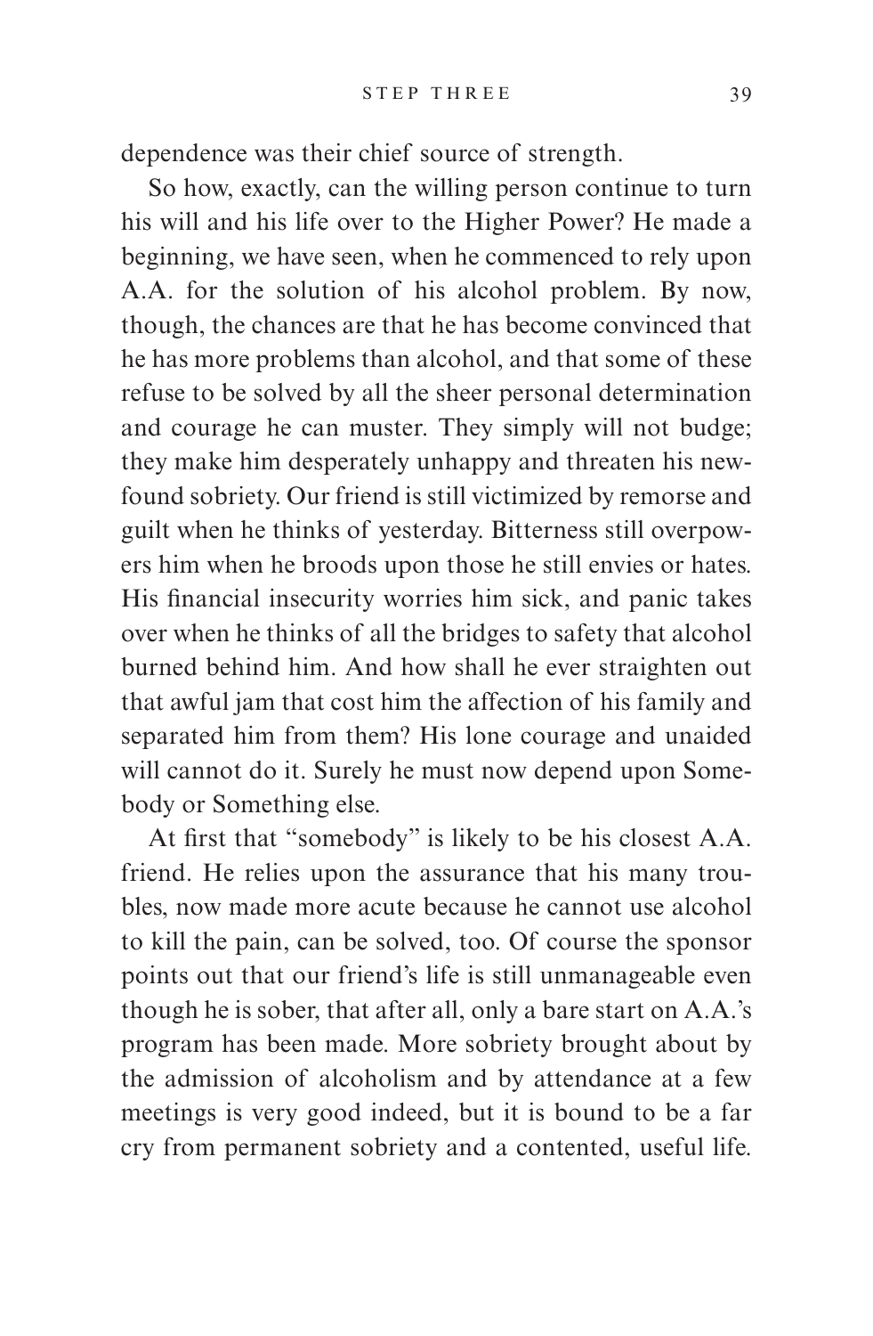dependence was their chief source of strength.

So how, exactly, can the willing person continue to turn his will and his life over to the Higher Power? He made a beginning, we have seen, when he commenced to rely upon A.A. for the solution of his alcohol problem. By now, though, the chances are that he has become convinced that he has more problems than alcohol, and that some of these refuse to be solved by all the sheer personal determination and courage he can muster. They simply will not budge; they make him desperately unhappy and threaten his newfound sobriety. Our friend is still victimized by remorse and guilt when he thinks of yesterday. Bitterness still overpowers him when he broods upon those he still envies or hates. His financial insecurity worries him sick, and panic takes over when he thinks of all the bridges to safety that alcohol burned behind him. And how shall he ever straighten out that awful jam that cost him the affection of his family and separated him from them? His lone courage and unaided will cannot do it. Surely he must now depend upon Somebody or Something else.

At first that "somebody" is likely to be his closest A.A. friend. He relies upon the assurance that his many troubles, now made more acute because he cannot use alcohol to kill the pain, can be solved, too. Of course the sponsor points out that our friend's life is still unmanageable even though he is sober, that after all, only a bare start on A.A.'s program has been made. More sobriety brought about by the admission of alcoholism and by attendance at a few meetings is very good indeed, but it is bound to be a far cry from permanent sobriety and a contented, useful life.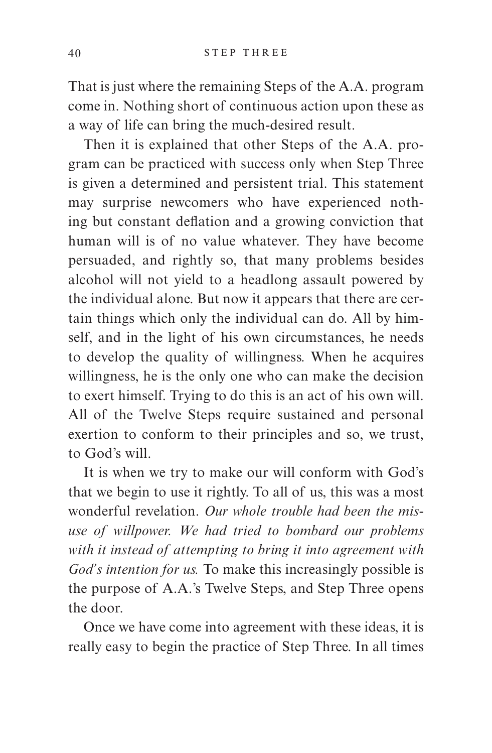That is just where the remaining Steps of the A.A. program come in. Nothing short of continuous action upon these as a way of life can bring the much-desired result.

Then it is explained that other Steps of the A.A. program can be practiced with success only when Step Three is given a determined and persistent trial. This statement may surprise newcomers who have experienced nothing but constant deflation and a growing conviction that human will is of no value whatever. They have become persuaded, and rightly so, that many problems besides alcohol will not yield to a headlong assault powered by the individual alone. But now it appears that there are certain things which only the individual can do. All by himself, and in the light of his own circumstances, he needs to develop the quality of willingness. When he acquires willingness, he is the only one who can make the decision to exert himself. Trying to do this is an act of his own will. All of the Twelve Steps require sustained and personal exertion to conform to their principles and so, we trust, to God's will.

It is when we try to make our will conform with God's that we begin to use it rightly. To all of us, this was a most wonderful revelation. *Our whole trouble had been the misuse of willpower. We had tried to bombard our problems with it instead of attempting to bring it into agreement with God's intention for us.* To make this increasingly possible is the purpose of A.A.'s Twelve Steps, and Step Three opens the door.

Once we have come into agreement with these ideas, it is really easy to begin the practice of Step Three. In all times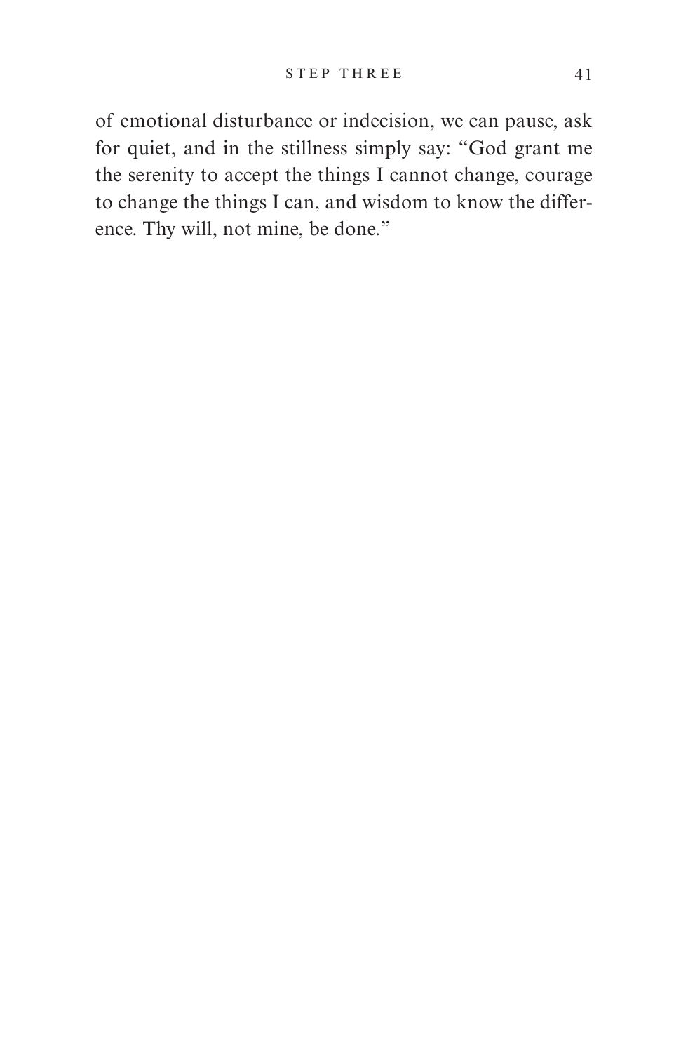of emotional disturbance or indecision, we can pause, ask for quiet, and in the stillness simply say: "God grant me the serenity to accept the things I cannot change, courage to change the things I can, and wisdom to know the difference. Thy will, not mine, be done."